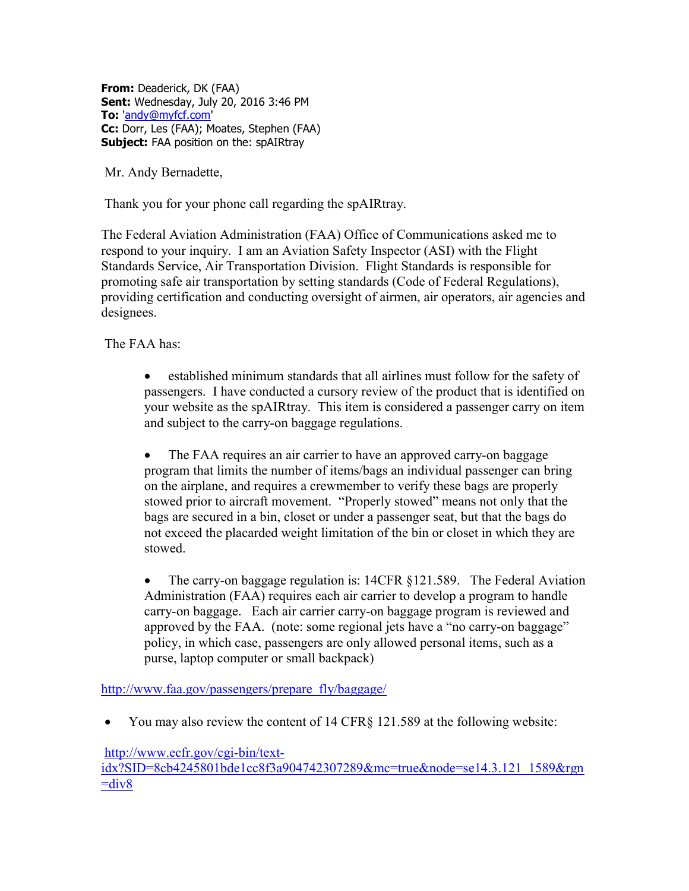**From:** Deaderick, DK (FAA)
**Sent:** Wednesday, July 20, 2016 3:46 PM
**To:** 'andy@myfcf.com'
**Cc:** Dorr, Les (FAA); Moates, Stephen (FAA)
**Subject:** FAA position on the: spAIRtray

Mr. Andy Bernadette,

Thank you for your phone call regarding the spAIRtray.

The Federal Aviation Administration (FAA) Office of Communications asked me to respond to your inquiry. I am an Aviation Safety Inspector (ASI) with the Flight Standards Service, Air Transportation Division. Flight Standards is responsible for promoting safe air transportation by setting standards (Code of Federal Regulations), providing certification and conducting oversight of airmen, air operators, air agencies and designees.

The FAA has:

- established minimum standards that all airlines must follow for the safety of passengers. I have conducted a cursory review of the product that is identified on your website as the spAIRtray. This item is considered a passenger carry on item and subject to the carry-on baggage regulations.

- The FAA requires an air carrier to have an approved carry-on baggage program that limits the number of items/bags an individual passenger can bring on the airplane, and requires a crewmember to verify these bags are properly stowed prior to aircraft movement. "Properly stowed" means not only that the bags are secured in a bin, closet or under a passenger seat, but that the bags do not exceed the placarded weight limitation of the bin or closet in which they are stowed.

- The carry-on baggage regulation is: 14CFR §121.589. The Federal Aviation Administration (FAA) requires each air carrier to develop a program to handle carry-on baggage. Each air carrier carry-on baggage program is reviewed and approved by the FAA. (note: some regional jets have a "no carry-on baggage" policy, in which case, passengers are only allowed personal items, such as a purse, laptop computer or small backpack)

http://www.faa.gov/passengers/prepare_fly/baggage/

- You may also review the content of 14 CFR§ 121.589 at the following website:

http://www.ecfr.gov/cgi-bin/text-idx?SID=8cb4245801bde1cc8f3a904742307289&mc=true&node=se14.3.121_1589&rgn=div8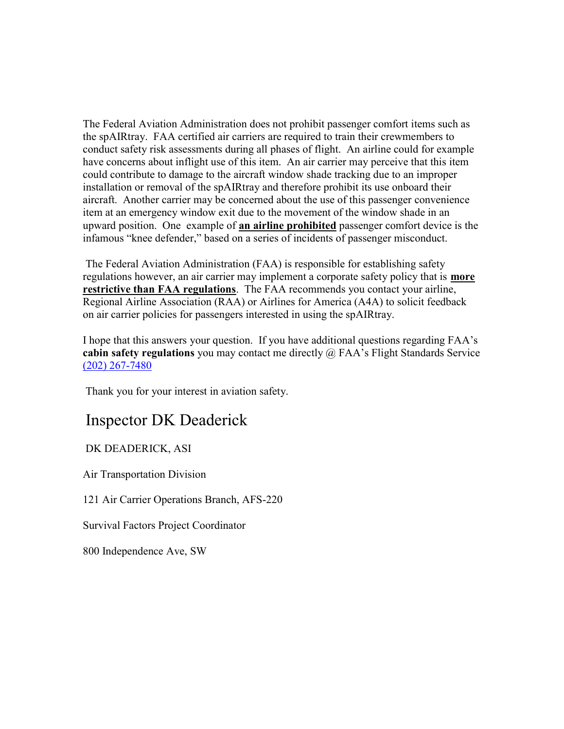The Federal Aviation Administration does not prohibit passenger comfort items such as the spAIRtray. FAA certified air carriers are required to train their crewmembers to conduct safety risk assessments during all phases of flight. An airline could for example have concerns about inflight use of this item. An air carrier may perceive that this item could contribute to damage to the aircraft window shade tracking due to an improper installation or removal of the spAIRtray and therefore prohibit its use onboard their aircraft. Another carrier may be concerned about the use of this passenger convenience item at an emergency window exit due to the movement of the window shade in an upward position. One example of **an airline prohibited** passenger comfort device is the infamous "knee defender," based on a series of incidents of passenger misconduct.

The Federal Aviation Administration (FAA) is responsible for establishing safety regulations however, an air carrier may implement a corporate safety policy that is **more restrictive than FAA regulations**. The FAA recommends you contact your airline, Regional Airline Association (RAA) or Airlines for America (A4A) to solicit feedback on air carrier policies for passengers interested in using the spAIRtray.

I hope that this answers your question. If you have additional questions regarding FAA's **cabin safety regulations** you may contact me directly @ FAA's Flight Standards Service (202) 267-7480

Thank you for your interest in aviation safety.

Inspector DK Deaderick

DK DEADERICK, ASI

Air Transportation Division

121 Air Carrier Operations Branch, AFS-220

Survival Factors Project Coordinator

800 Independence Ave, SW